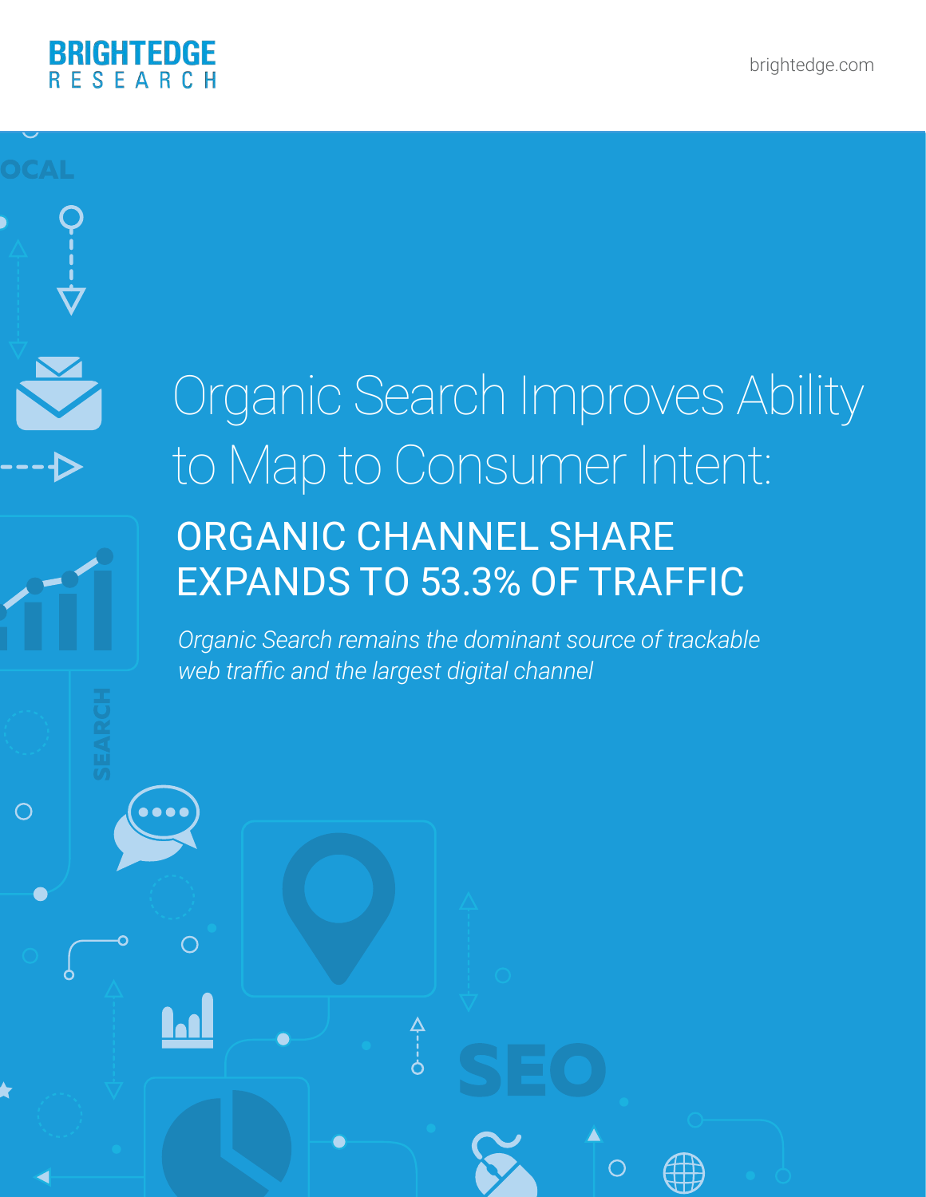BRIGHTEDGE RESEARCH

brightedge.com

# Organic Search Improves Ability to Map to Consumer Intent:

## ORGANIC CHANNEL SHARE EXPANDS TO 53.3% OF TRAFFIC

*Organic Search remains the dominant source of trackable web traffic and the largest digital channel*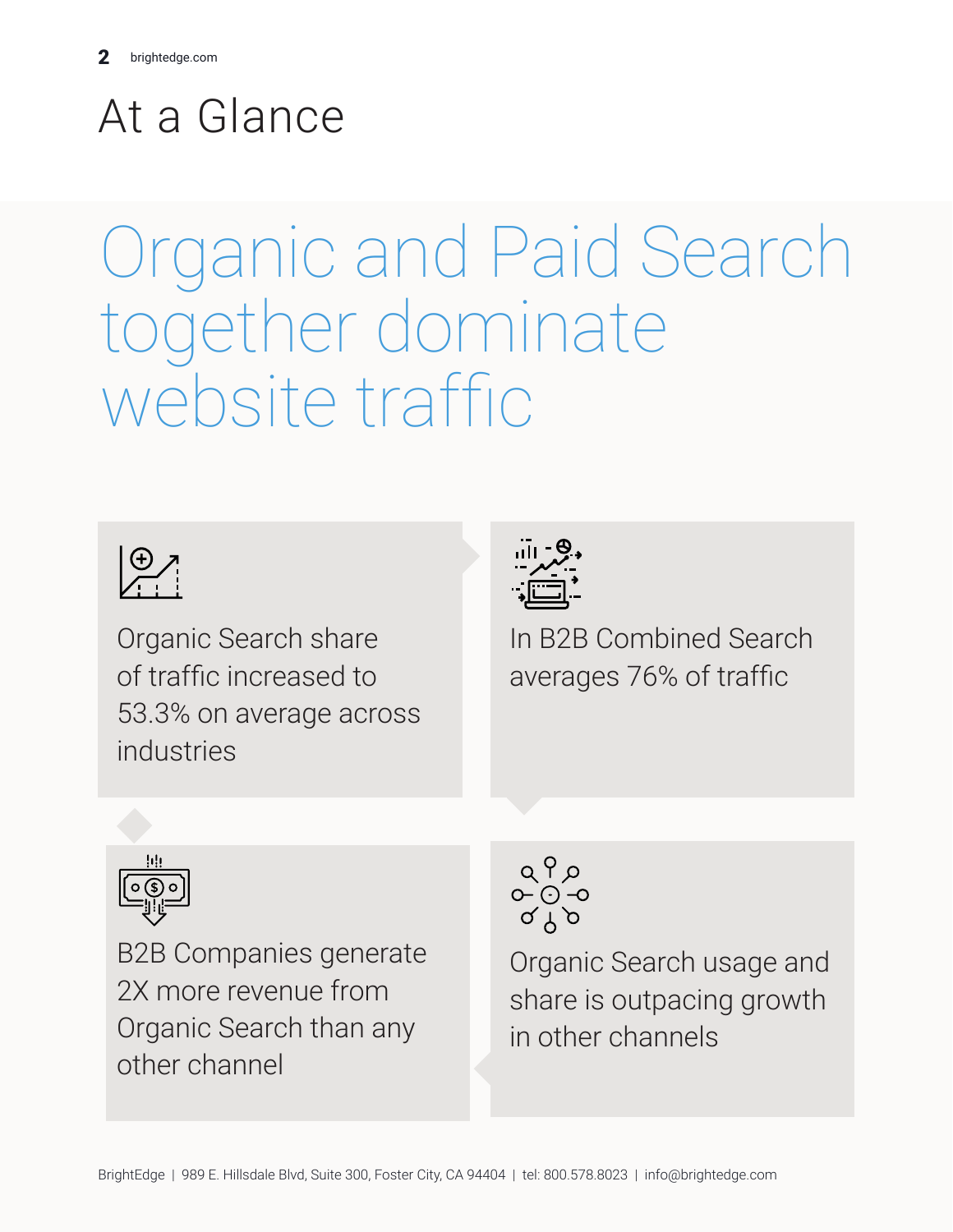# At a Glance

## Organic and Paid Search together dominate website traffic

Organic Search share of traffic increased to 53.3% on average across industries

In B2B Combined Search averages 76% of traffic

B2B Companies generate 2X more revenue from Organic Search than any other channel

Organic Search usage and share is outpacing growth in other channels

BrightEdge | 989 E. Hillsdale Blvd, Suite 300, Foster City, CA 94404 | tel: 800.578.8023 | info@brightedge.com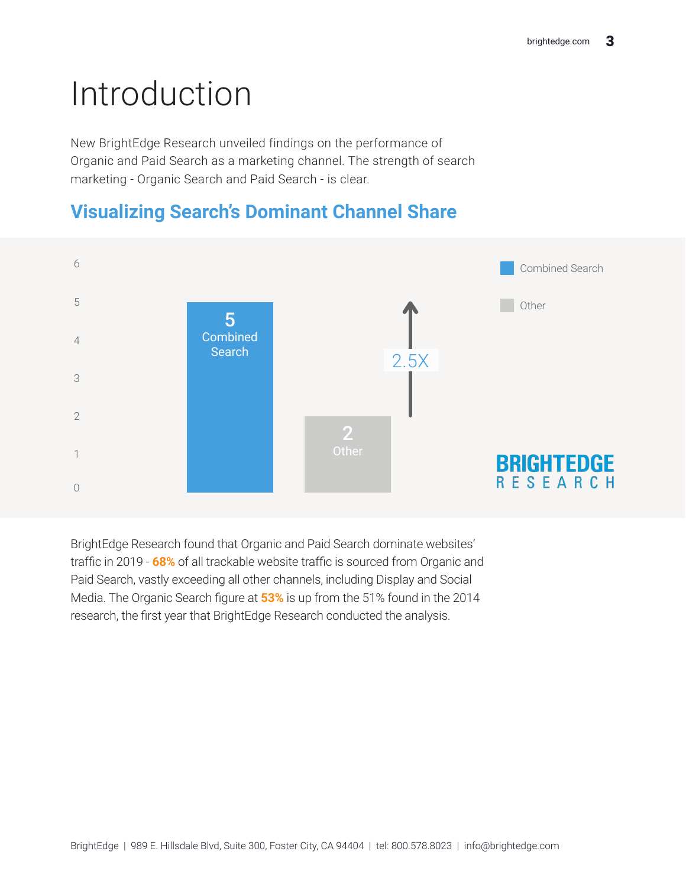# Introduction

New BrightEdge Research unveiled findings on the performance of Organic and Paid Search as a marketing channel. The strength of search marketing - Organic Search and Paid Search - is clear.

## Visualizing Search's Dominant Channel Share

| Channel | Value |
|---|---|
| Combined Search | 5 |
| Other | 2 |

2.5X

BRIGHTEDGE RESEARCH

BrightEdge Research found that Organic and Paid Search dominate websites' traffic in 2019 - **68%** of all trackable website traffic is sourced from Organic and Paid Search, vastly exceeding all other channels, including Display and Social Media. The Organic Search figure at **53%** is up from the 51% found in the 2014 research, the first year that BrightEdge Research conducted the analysis.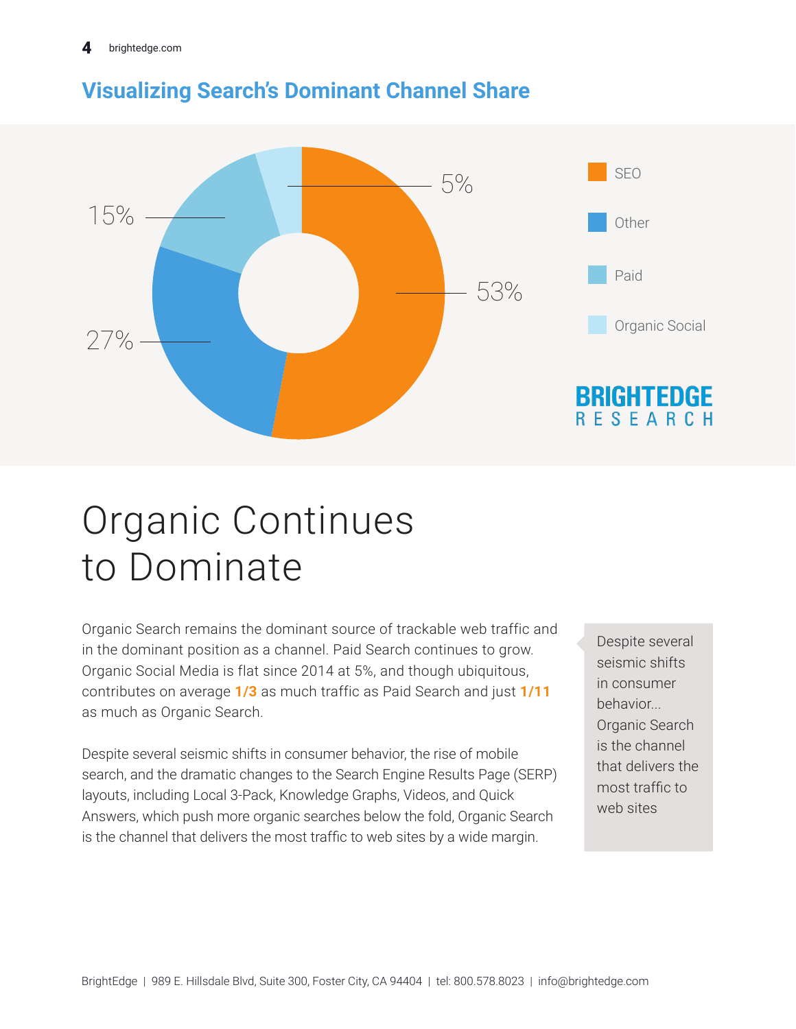## Visualizing Search's Dominant Channel Share

| Channel | Share |
|---|---|
| SEO | 53% |
| Other | 27% |
| Paid | 15% |
| Organic Social | 5% |

BRIGHTEDGE RESEARCH

# Organic Continues to Dominate

Organic Search remains the dominant source of trackable web traffic and in the dominant position as a channel. Paid Search continues to grow. Organic Social Media is flat since 2014 at 5%, and though ubiquitous, contributes on average **1/3** as much traffic as Paid Search and just **1/11** as much as Organic Search.

Despite several seismic shifts in consumer behavior, the rise of mobile search, and the dramatic changes to the Search Engine Results Page (SERP) layouts, including Local 3-Pack, Knowledge Graphs, Videos, and Quick Answers, which push more organic searches below the fold, Organic Search is the channel that delivers the most traffic to web sites by a wide margin.

> Despite several seismic shifts in consumer behavior... Organic Search is the channel that delivers the most traffic to web sites

BrightEdge | 989 E. Hillsdale Blvd, Suite 300, Foster City, CA 94404 | tel: 800.578.8023 | info@brightedge.com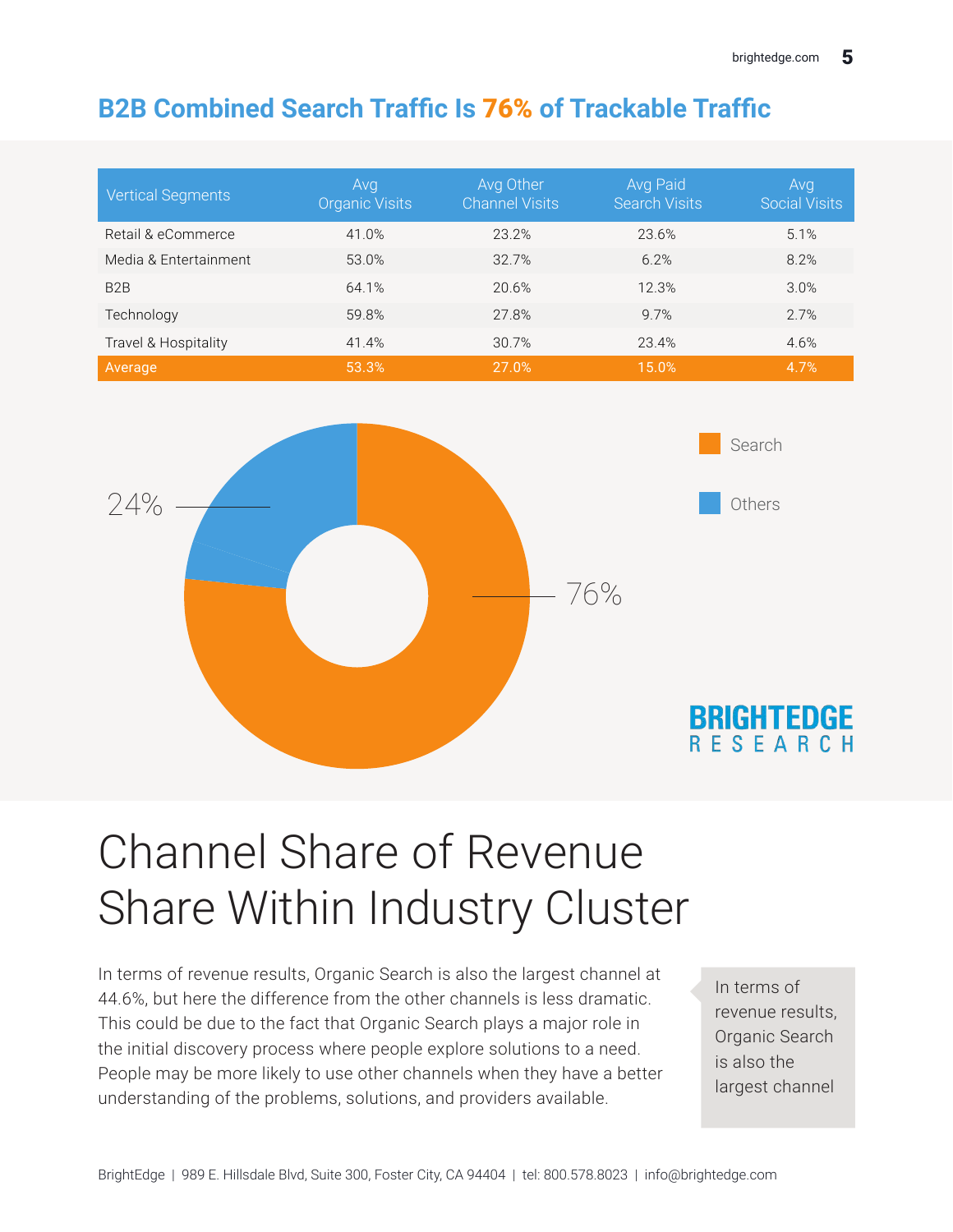## B2B Combined Search Traffic Is 76% of Trackable Traffic

| Vertical Segments | Avg Organic Visits | Avg Other Channel Visits | Avg Paid Search Visits | Avg Social Visits |
|---|---|---|---|---|
| Retail & eCommerce | 41.0% | 23.2% | 23.6% | 5.1% |
| Media & Entertainment | 53.0% | 32.7% | 6.2% | 8.2% |
| B2B | 64.1% | 20.6% | 12.3% | 3.0% |
| Technology | 59.8% | 27.8% | 9.7% | 2.7% |
| Travel & Hospitality | 41.4% | 30.7% | 23.4% | 4.6% |
| Average | 53.3% | 27.0% | 15.0% | 4.7% |

Search: 76%

Others: 24%

BRIGHTEDGE RESEARCH

# Channel Share of Revenue Share Within Industry Cluster

In terms of revenue results, Organic Search is also the largest channel at 44.6%, but here the difference from the other channels is less dramatic. This could be due to the fact that Organic Search plays a major role in the initial discovery process where people explore solutions to a need. People may be more likely to use other channels when they have a better understanding of the problems, solutions, and providers available.

> In terms of revenue results, Organic Search is also the largest channel

BrightEdge | 989 E. Hillsdale Blvd, Suite 300, Foster City, CA 94404 | tel: 800.578.8023 | info@brightedge.com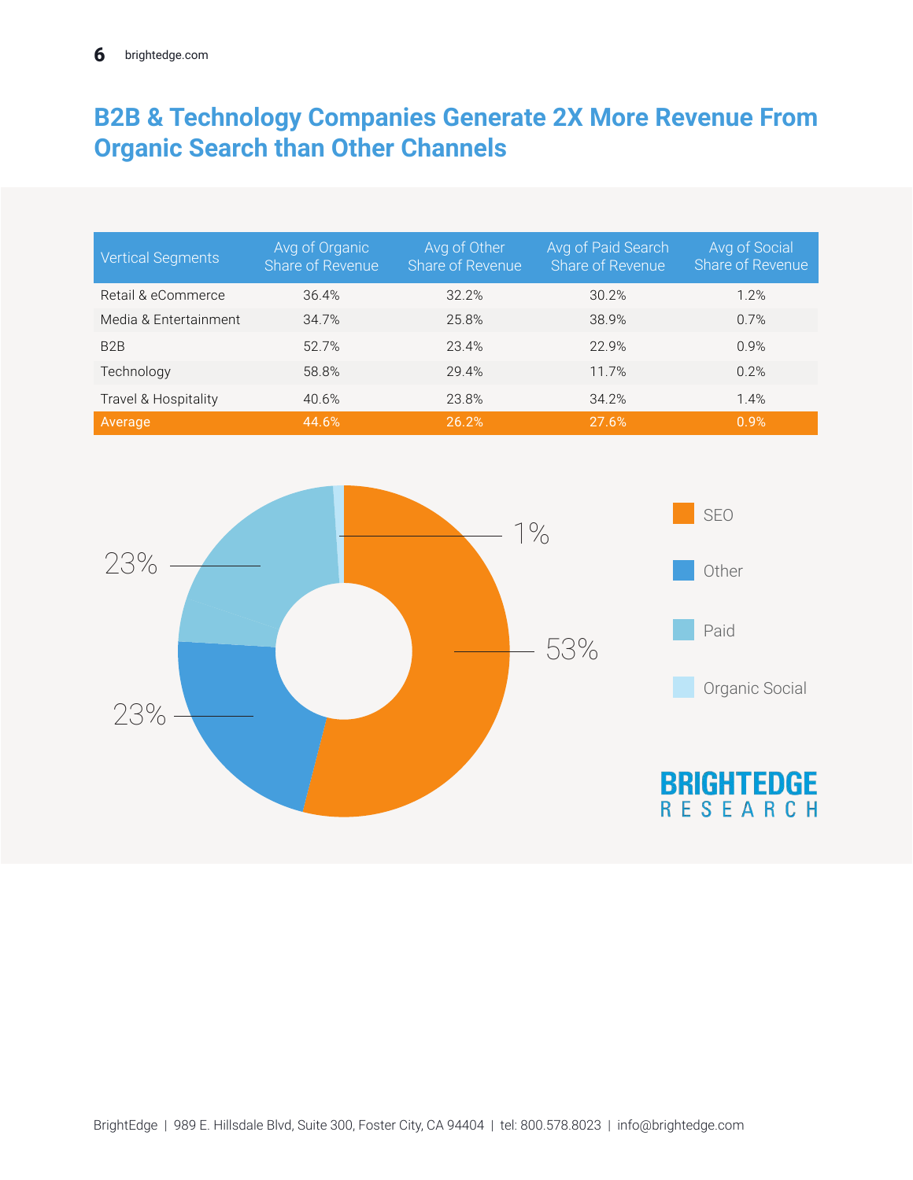## B2B & Technology Companies Generate 2X More Revenue From Organic Search than Other Channels

| Vertical Segments | Avg of Organic Share of Revenue | Avg of Other Share of Revenue | Avg of Paid Search Share of Revenue | Avg of Social Share of Revenue |
|---|---|---|---|---|
| Retail & eCommerce | 36.4% | 32.2% | 30.2% | 1.2% |
| Media & Entertainment | 34.7% | 25.8% | 38.9% | 0.7% |
| B2B | 52.7% | 23.4% | 22.9% | 0.9% |
| Technology | 58.8% | 29.4% | 11.7% | 0.2% |
| Travel & Hospitality | 40.6% | 23.8% | 34.2% | 1.4% |
| Average | 44.6% | 26.2% | 27.6% | 0.9% |

- SEO: 53%
- Other: 23%
- Paid: 23%
- Organic Social: 1%

BRIGHTEDGE RESEARCH

BrightEdge | 989 E. Hillsdale Blvd, Suite 300, Foster City, CA 94404 | tel: 800.578.8023 | info@brightedge.com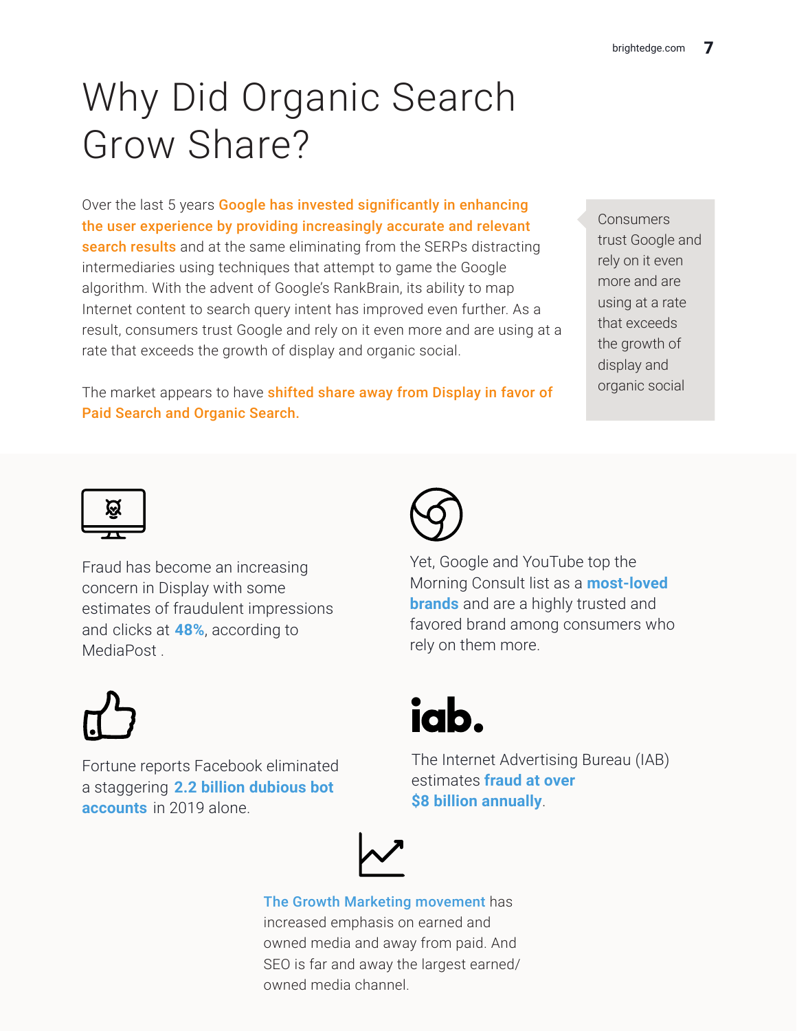# Why Did Organic Search Grow Share?

Over the last 5 years **Google has invested significantly in enhancing the user experience by providing increasingly accurate and relevant search results** and at the same eliminating from the SERPs distracting intermediaries using techniques that attempt to game the Google algorithm. With the advent of Google's RankBrain, its ability to map Internet content to search query intent has improved even further. As a result, consumers trust Google and rely on it even more and are using at a rate that exceeds the growth of display and organic social.

The market appears to have **shifted share away from Display in favor of Paid Search and Organic Search.**

> Consumers trust Google and rely on it even more and are using at a rate that exceeds the growth of display and organic social

Fraud has become an increasing concern in Display with some estimates of fraudulent impressions and clicks at **48%**, according to MediaPost .

Yet, Google and YouTube top the Morning Consult list as a **most-loved brands** and are a highly trusted and favored brand among consumers who rely on them more.

Fortune reports Facebook eliminated a staggering **2.2 billion dubious bot accounts** in 2019 alone.

The Internet Advertising Bureau (IAB) estimates **fraud at over $8 billion annually**.

**The Growth Marketing movement** has increased emphasis on earned and owned media and away from paid. And SEO is far and away the largest earned/ owned media channel.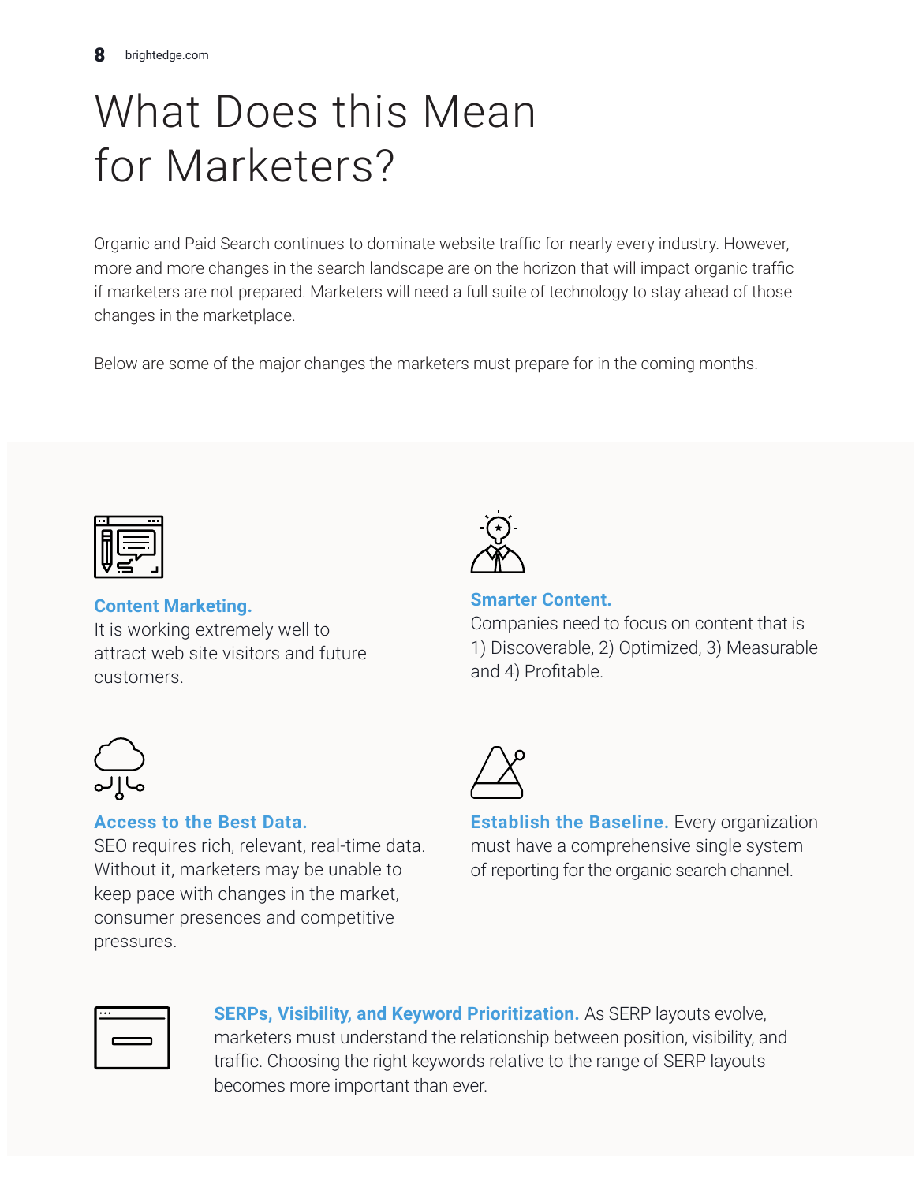# What Does this Mean for Marketers?

Organic and Paid Search continues to dominate website traffic for nearly every industry. However, more and more changes in the search landscape are on the horizon that will impact organic traffic if marketers are not prepared. Marketers will need a full suite of technology to stay ahead of those changes in the marketplace.

Below are some of the major changes the marketers must prepare for in the coming months.

**Content Marketing.**
It is working extremely well to attract web site visitors and future customers.

**Smarter Content.**
Companies need to focus on content that is 1) Discoverable, 2) Optimized, 3) Measurable and 4) Profitable.

**Access to the Best Data.**
SEO requires rich, relevant, real-time data. Without it, marketers may be unable to keep pace with changes in the market, consumer presences and competitive pressures.

**Establish the Baseline.** Every organization must have a comprehensive single system of reporting for the organic search channel.

**SERPs, Visibility, and Keyword Prioritization.** As SERP layouts evolve, marketers must understand the relationship between position, visibility, and traffic. Choosing the right keywords relative to the range of SERP layouts becomes more important than ever.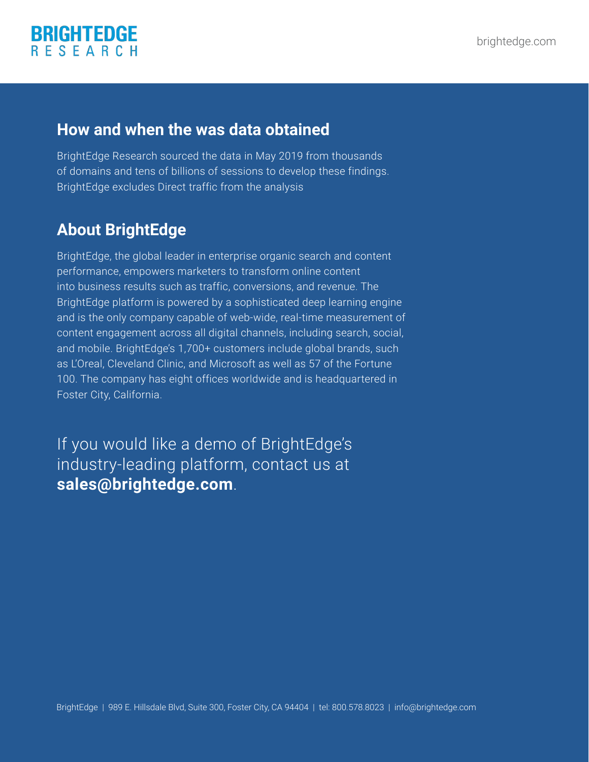## How and when the was data obtained

BrightEdge Research sourced the data in May 2019 from thousands of domains and tens of billions of sessions to develop these findings. BrightEdge excludes Direct traffic from the analysis

## About BrightEdge

BrightEdge, the global leader in enterprise organic search and content performance, empowers marketers to transform online content into business results such as traffic, conversions, and revenue. The BrightEdge platform is powered by a sophisticated deep learning engine and is the only company capable of web-wide, real-time measurement of content engagement across all digital channels, including search, social, and mobile. BrightEdge's 1,700+ customers include global brands, such as L'Oreal, Cleveland Clinic, and Microsoft as well as 57 of the Fortune 100. The company has eight offices worldwide and is headquartered in Foster City, California.

If you would like a demo of BrightEdge's industry-leading platform, contact us at **sales@brightedge.com**.

BrightEdge | 989 E. Hillsdale Blvd, Suite 300, Foster City, CA 94404 | tel: 800.578.8023 | info@brightedge.com